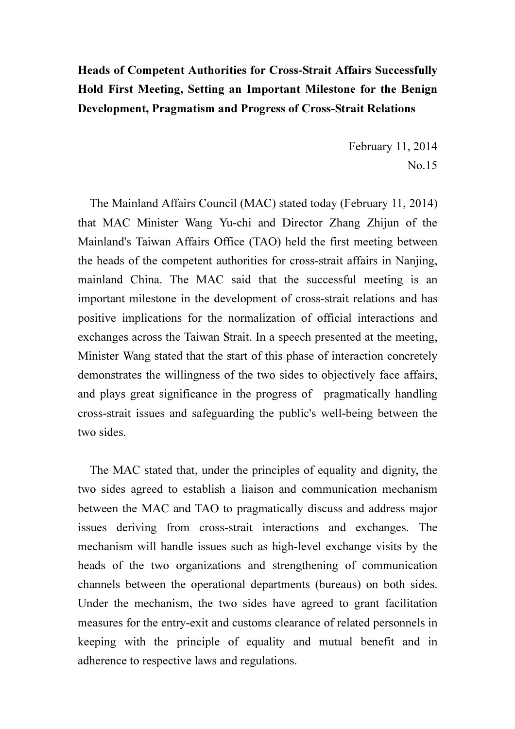# Heads of Competent Authorities for Cross-Strait Affairs Successfully Hold First Meeting, Setting an Important Milestone for the Benign Development, Pragmatism and Progress of Cross-Strait Relations

February 11, 2014
No.15

The Mainland Affairs Council (MAC) stated today (February 11, 2014) that MAC Minister Wang Yu-chi and Director Zhang Zhijun of the Mainland's Taiwan Affairs Office (TAO) held the first meeting between the heads of the competent authorities for cross-strait affairs in Nanjing, mainland China. The MAC said that the successful meeting is an important milestone in the development of cross-strait relations and has positive implications for the normalization of official interactions and exchanges across the Taiwan Strait. In a speech presented at the meeting, Minister Wang stated that the start of this phase of interaction concretely demonstrates the willingness of the two sides to objectively face affairs, and plays great significance in the progress of pragmatically handling cross-strait issues and safeguarding the public's well-being between the two sides.

The MAC stated that, under the principles of equality and dignity, the two sides agreed to establish a liaison and communication mechanism between the MAC and TAO to pragmatically discuss and address major issues deriving from cross-strait interactions and exchanges. The mechanism will handle issues such as high-level exchange visits by the heads of the two organizations and strengthening of communication channels between the operational departments (bureaus) on both sides. Under the mechanism, the two sides have agreed to grant facilitation measures for the entry-exit and customs clearance of related personnels in keeping with the principle of equality and mutual benefit and in adherence to respective laws and regulations.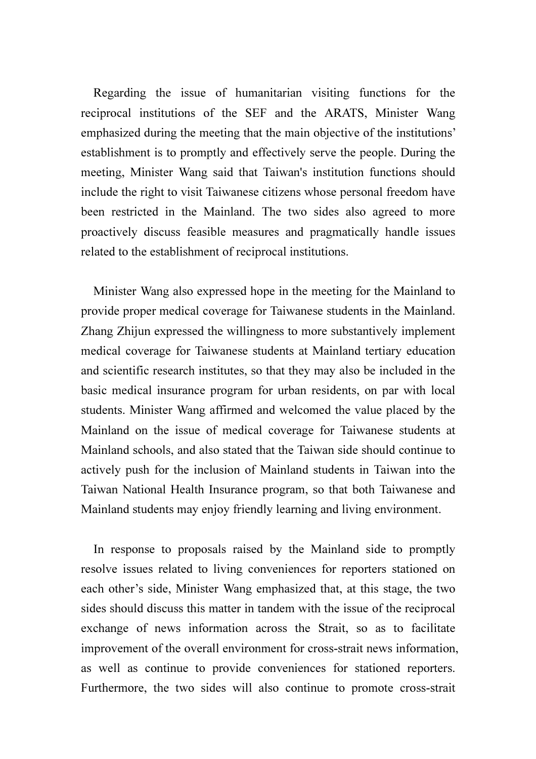Regarding the issue of humanitarian visiting functions for the reciprocal institutions of the SEF and the ARATS, Minister Wang emphasized during the meeting that the main objective of the institutions' establishment is to promptly and effectively serve the people. During the meeting, Minister Wang said that Taiwan's institution functions should include the right to visit Taiwanese citizens whose personal freedom have been restricted in the Mainland. The two sides also agreed to more proactively discuss feasible measures and pragmatically handle issues related to the establishment of reciprocal institutions.

Minister Wang also expressed hope in the meeting for the Mainland to provide proper medical coverage for Taiwanese students in the Mainland. Zhang Zhijun expressed the willingness to more substantively implement medical coverage for Taiwanese students at Mainland tertiary education and scientific research institutes, so that they may also be included in the basic medical insurance program for urban residents, on par with local students. Minister Wang affirmed and welcomed the value placed by the Mainland on the issue of medical coverage for Taiwanese students at Mainland schools, and also stated that the Taiwan side should continue to actively push for the inclusion of Mainland students in Taiwan into the Taiwan National Health Insurance program, so that both Taiwanese and Mainland students may enjoy friendly learning and living environment.

In response to proposals raised by the Mainland side to promptly resolve issues related to living conveniences for reporters stationed on each other's side, Minister Wang emphasized that, at this stage, the two sides should discuss this matter in tandem with the issue of the reciprocal exchange of news information across the Strait, so as to facilitate improvement of the overall environment for cross-strait news information, as well as continue to provide conveniences for stationed reporters. Furthermore, the two sides will also continue to promote cross-strait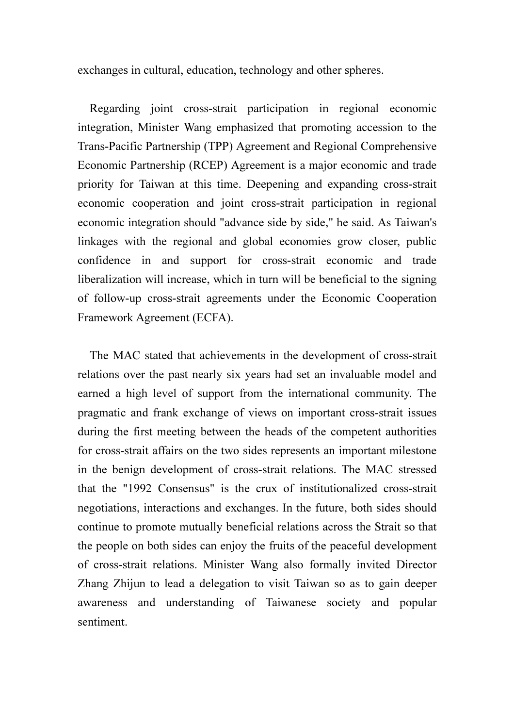exchanges in cultural, education, technology and other spheres.

Regarding joint cross-strait participation in regional economic integration, Minister Wang emphasized that promoting accession to the Trans-Pacific Partnership (TPP) Agreement and Regional Comprehensive Economic Partnership (RCEP) Agreement is a major economic and trade priority for Taiwan at this time. Deepening and expanding cross-strait economic cooperation and joint cross-strait participation in regional economic integration should "advance side by side," he said. As Taiwan's linkages with the regional and global economies grow closer, public confidence in and support for cross-strait economic and trade liberalization will increase, which in turn will be beneficial to the signing of follow-up cross-strait agreements under the Economic Cooperation Framework Agreement (ECFA).

The MAC stated that achievements in the development of cross-strait relations over the past nearly six years had set an invaluable model and earned a high level of support from the international community. The pragmatic and frank exchange of views on important cross-strait issues during the first meeting between the heads of the competent authorities for cross-strait affairs on the two sides represents an important milestone in the benign development of cross-strait relations. The MAC stressed that the "1992 Consensus" is the crux of institutionalized cross-strait negotiations, interactions and exchanges. In the future, both sides should continue to promote mutually beneficial relations across the Strait so that the people on both sides can enjoy the fruits of the peaceful development of cross-strait relations. Minister Wang also formally invited Director Zhang Zhijun to lead a delegation to visit Taiwan so as to gain deeper awareness and understanding of Taiwanese society and popular sentiment.